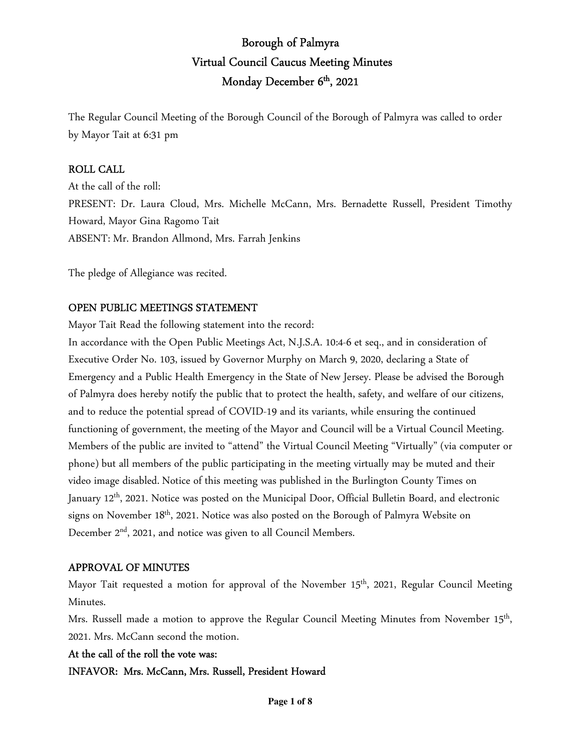# Borough of Palmyra
## Virtual Council Caucus Meeting Minutes
## Monday December 6th, 2021

The Regular Council Meeting of the Borough Council of the Borough of Palmyra was called to order by Mayor Tait at 6:31 pm

### ROLL CALL

At the call of the roll:

PRESENT: Dr. Laura Cloud, Mrs. Michelle McCann, Mrs. Bernadette Russell, President Timothy Howard, Mayor Gina Ragomo Tait

ABSENT: Mr. Brandon Allmond, Mrs. Farrah Jenkins

The pledge of Allegiance was recited.

### OPEN PUBLIC MEETINGS STATEMENT

Mayor Tait Read the following statement into the record:

In accordance with the Open Public Meetings Act, N.J.S.A. 10:4-6 et seq., and in consideration of Executive Order No. 103, issued by Governor Murphy on March 9, 2020, declaring a State of Emergency and a Public Health Emergency in the State of New Jersey. Please be advised the Borough of Palmyra does hereby notify the public that to protect the health, safety, and welfare of our citizens, and to reduce the potential spread of COVID-19 and its variants, while ensuring the continued functioning of government, the meeting of the Mayor and Council will be a Virtual Council Meeting. Members of the public are invited to "attend" the Virtual Council Meeting "Virtually" (via computer or phone) but all members of the public participating in the meeting virtually may be muted and their video image disabled. Notice of this meeting was published in the Burlington County Times on January 12th, 2021. Notice was posted on the Municipal Door, Official Bulletin Board, and electronic signs on November 18th, 2021. Notice was also posted on the Borough of Palmyra Website on December 2nd, 2021, and notice was given to all Council Members.

### APPROVAL OF MINUTES

Mayor Tait requested a motion for approval of the November 15th, 2021, Regular Council Meeting Minutes.

Mrs. Russell made a motion to approve the Regular Council Meeting Minutes from November 15th, 2021. Mrs. McCann second the motion.

**At the call of the roll the vote was:**

**INFAVOR: Mrs. McCann, Mrs. Russell, President Howard**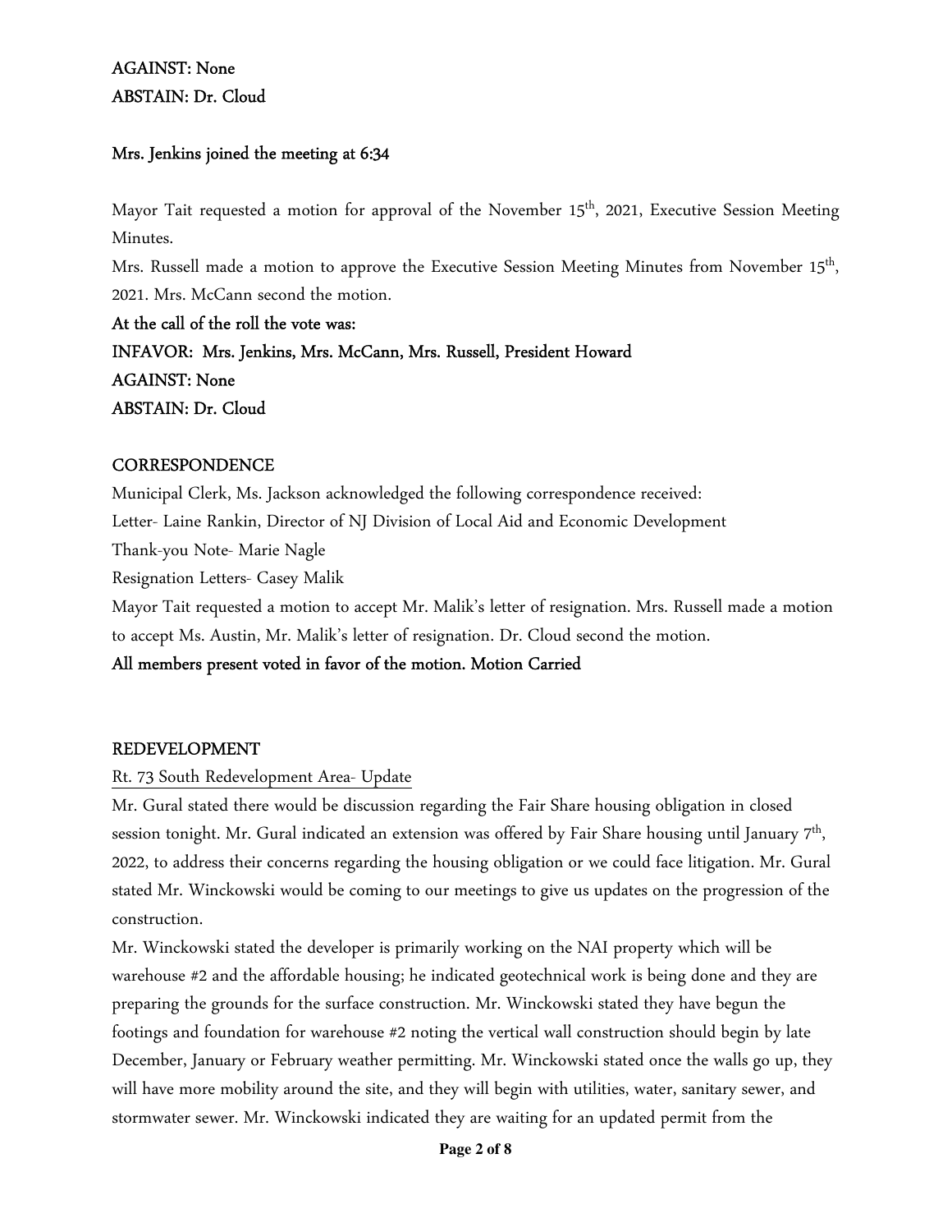**AGAINST: None**
**ABSTAIN: Dr. Cloud**

**Mrs. Jenkins joined the meeting at 6:34**

Mayor Tait requested a motion for approval of the November 15th, 2021, Executive Session Meeting Minutes.

Mrs. Russell made a motion to approve the Executive Session Meeting Minutes from November 15th, 2021. Mrs. McCann second the motion.

**At the call of the roll the vote was:**
**INFAVOR: Mrs. Jenkins, Mrs. McCann, Mrs. Russell, President Howard**
**AGAINST: None**
**ABSTAIN: Dr. Cloud**

## CORRESPONDENCE

Municipal Clerk, Ms. Jackson acknowledged the following correspondence received:

Letter- Laine Rankin, Director of NJ Division of Local Aid and Economic Development

Thank-you Note- Marie Nagle

Resignation Letters- Casey Malik

Mayor Tait requested a motion to accept Mr. Malik's letter of resignation. Mrs. Russell made a motion to accept Ms. Austin, Mr. Malik's letter of resignation. Dr. Cloud second the motion.

**All members present voted in favor of the motion. Motion Carried**

## REDEVELOPMENT

Rt. 73 South Redevelopment Area- Update

Mr. Gural stated there would be discussion regarding the Fair Share housing obligation in closed session tonight. Mr. Gural indicated an extension was offered by Fair Share housing until January 7th, 2022, to address their concerns regarding the housing obligation or we could face litigation. Mr. Gural stated Mr. Winckowski would be coming to our meetings to give us updates on the progression of the construction.

Mr. Winckowski stated the developer is primarily working on the NAI property which will be warehouse #2 and the affordable housing; he indicated geotechnical work is being done and they are preparing the grounds for the surface construction. Mr. Winckowski stated they have begun the footings and foundation for warehouse #2 noting the vertical wall construction should begin by late December, January or February weather permitting. Mr. Winckowski stated once the walls go up, they will have more mobility around the site, and they will begin with utilities, water, sanitary sewer, and stormwater sewer. Mr. Winckowski indicated they are waiting for an updated permit from the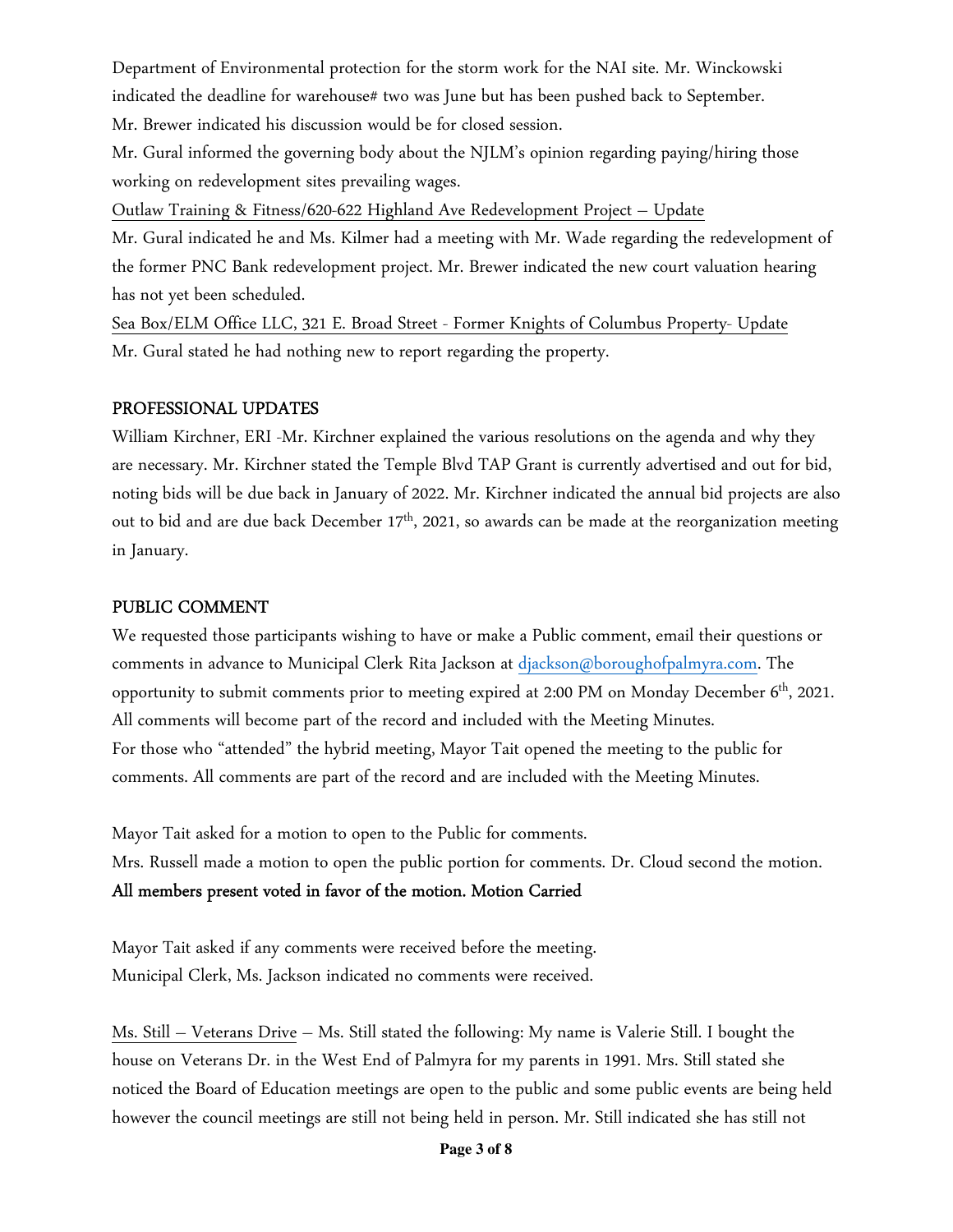Department of Environmental protection for the storm work for the NAI site. Mr. Winckowski indicated the deadline for warehouse# two was June but has been pushed back to September.

Mr. Brewer indicated his discussion would be for closed session.

Mr. Gural informed the governing body about the NJLM's opinion regarding paying/hiring those working on redevelopment sites prevailing wages.

Outlaw Training & Fitness/620-622 Highland Ave Redevelopment Project – Update

Mr. Gural indicated he and Ms. Kilmer had a meeting with Mr. Wade regarding the redevelopment of the former PNC Bank redevelopment project. Mr. Brewer indicated the new court valuation hearing has not yet been scheduled.

Sea Box/ELM Office LLC, 321 E. Broad Street - Former Knights of Columbus Property- Update

Mr. Gural stated he had nothing new to report regarding the property.

## PROFESSIONAL UPDATES

William Kirchner, ERI -Mr. Kirchner explained the various resolutions on the agenda and why they are necessary. Mr. Kirchner stated the Temple Blvd TAP Grant is currently advertised and out for bid, noting bids will be due back in January of 2022. Mr. Kirchner indicated the annual bid projects are also out to bid and are due back December 17th, 2021, so awards can be made at the reorganization meeting in January.

## PUBLIC COMMENT

We requested those participants wishing to have or make a Public comment, email their questions or comments in advance to Municipal Clerk Rita Jackson at djackson@boroughofpalmyra.com. The opportunity to submit comments prior to meeting expired at 2:00 PM on Monday December 6th, 2021. All comments will become part of the record and included with the Meeting Minutes.

For those who "attended" the hybrid meeting, Mayor Tait opened the meeting to the public for comments. All comments are part of the record and are included with the Meeting Minutes.

Mayor Tait asked for a motion to open to the Public for comments.

Mrs. Russell made a motion to open the public portion for comments. Dr. Cloud second the motion.

**All members present voted in favor of the motion. Motion Carried**

Mayor Tait asked if any comments were received before the meeting.

Municipal Clerk, Ms. Jackson indicated no comments were received.

Ms. Still – Veterans Drive – Ms. Still stated the following: My name is Valerie Still. I bought the house on Veterans Dr. in the West End of Palmyra for my parents in 1991. Mrs. Still stated she noticed the Board of Education meetings are open to the public and some public events are being held however the council meetings are still not being held in person. Mr. Still indicated she has still not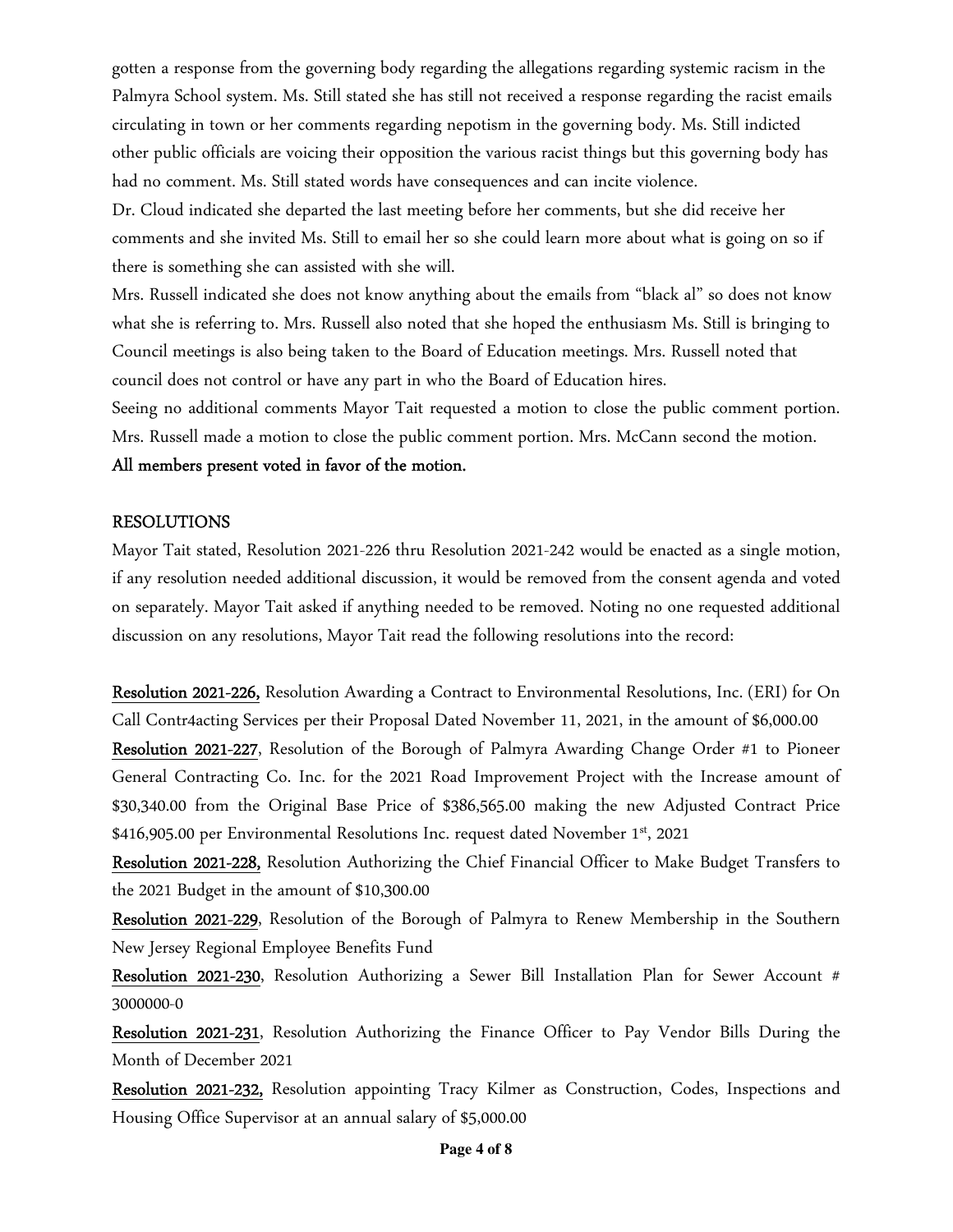gotten a response from the governing body regarding the allegations regarding systemic racism in the Palmyra School system. Ms. Still stated she has still not received a response regarding the racist emails circulating in town or her comments regarding nepotism in the governing body. Ms. Still indicted other public officials are voicing their opposition the various racist things but this governing body has had no comment. Ms. Still stated words have consequences and can incite violence.

Dr. Cloud indicated she departed the last meeting before her comments, but she did receive her comments and she invited Ms. Still to email her so she could learn more about what is going on so if there is something she can assisted with she will.

Mrs. Russell indicated she does not know anything about the emails from "black al" so does not know what she is referring to. Mrs. Russell also noted that she hoped the enthusiasm Ms. Still is bringing to Council meetings is also being taken to the Board of Education meetings. Mrs. Russell noted that council does not control or have any part in who the Board of Education hires.

Seeing no additional comments Mayor Tait requested a motion to close the public comment portion. Mrs. Russell made a motion to close the public comment portion. Mrs. McCann second the motion.

**All members present voted in favor of the motion.**

## RESOLUTIONS

Mayor Tait stated, Resolution 2021-226 thru Resolution 2021-242 would be enacted as a single motion, if any resolution needed additional discussion, it would be removed from the consent agenda and voted on separately. Mayor Tait asked if anything needed to be removed. Noting no one requested additional discussion on any resolutions, Mayor Tait read the following resolutions into the record:

**Resolution 2021-226,** Resolution Awarding a Contract to Environmental Resolutions, Inc. (ERI) for On Call Contr4acting Services per their Proposal Dated November 11, 2021, in the amount of $6,000.00

**Resolution 2021-227**, Resolution of the Borough of Palmyra Awarding Change Order #1 to Pioneer General Contracting Co. Inc. for the 2021 Road Improvement Project with the Increase amount of $30,340.00 from the Original Base Price of $386,565.00 making the new Adjusted Contract Price $416,905.00 per Environmental Resolutions Inc. request dated November 1st, 2021

**Resolution 2021-228,** Resolution Authorizing the Chief Financial Officer to Make Budget Transfers to the 2021 Budget in the amount of $10,300.00

**Resolution 2021-229**, Resolution of the Borough of Palmyra to Renew Membership in the Southern New Jersey Regional Employee Benefits Fund

**Resolution 2021-230**, Resolution Authorizing a Sewer Bill Installation Plan for Sewer Account # 3000000-0

**Resolution 2021-231**, Resolution Authorizing the Finance Officer to Pay Vendor Bills During the Month of December 2021

**Resolution 2021-232,** Resolution appointing Tracy Kilmer as Construction, Codes, Inspections and Housing Office Supervisor at an annual salary of $5,000.00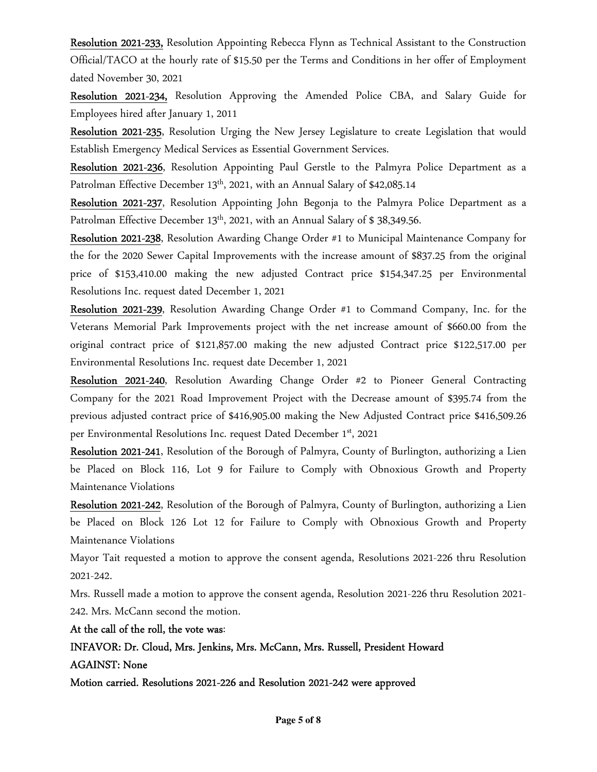**Resolution 2021-233,** Resolution Appointing Rebecca Flynn as Technical Assistant to the Construction Official/TACO at the hourly rate of $15.50 per the Terms and Conditions in her offer of Employment dated November 30, 2021

**Resolution 2021-234,** Resolution Approving the Amended Police CBA, and Salary Guide for Employees hired after January 1, 2011

**Resolution 2021-235**, Resolution Urging the New Jersey Legislature to create Legislation that would Establish Emergency Medical Services as Essential Government Services.

**Resolution 2021-236**, Resolution Appointing Paul Gerstle to the Palmyra Police Department as a Patrolman Effective December 13th, 2021, with an Annual Salary of $42,085.14

**Resolution 2021-237**, Resolution Appointing John Begonja to the Palmyra Police Department as a Patrolman Effective December 13th, 2021, with an Annual Salary of $ 38,349.56.

**Resolution 2021-238**, Resolution Awarding Change Order #1 to Municipal Maintenance Company for the for the 2020 Sewer Capital Improvements with the increase amount of $837.25 from the original price of $153,410.00 making the new adjusted Contract price $154,347.25 per Environmental Resolutions Inc. request dated December 1, 2021

**Resolution 2021-239**, Resolution Awarding Change Order #1 to Command Company, Inc. for the Veterans Memorial Park Improvements project with the net increase amount of $660.00 from the original contract price of $121,857.00 making the new adjusted Contract price $122,517.00 per Environmental Resolutions Inc. request date December 1, 2021

**Resolution 2021-240**, Resolution Awarding Change Order #2 to Pioneer General Contracting Company for the 2021 Road Improvement Project with the Decrease amount of $395.74 from the previous adjusted contract price of $416,905.00 making the New Adjusted Contract price $416,509.26 per Environmental Resolutions Inc. request Dated December 1st, 2021

**Resolution 2021-241**, Resolution of the Borough of Palmyra, County of Burlington, authorizing a Lien be Placed on Block 116, Lot 9 for Failure to Comply with Obnoxious Growth and Property Maintenance Violations

**Resolution 2021-242**, Resolution of the Borough of Palmyra, County of Burlington, authorizing a Lien be Placed on Block 126 Lot 12 for Failure to Comply with Obnoxious Growth and Property Maintenance Violations

Mayor Tait requested a motion to approve the consent agenda, Resolutions 2021-226 thru Resolution 2021-242.

Mrs. Russell made a motion to approve the consent agenda, Resolution 2021-226 thru Resolution 2021-242. Mrs. McCann second the motion.

**At the call of the roll, the vote was**:

**INFAVOR: Dr. Cloud, Mrs. Jenkins, Mrs. McCann, Mrs. Russell, President Howard**

**AGAINST: None**

**Motion carried. Resolutions 2021-226 and Resolution 2021-242 were approved**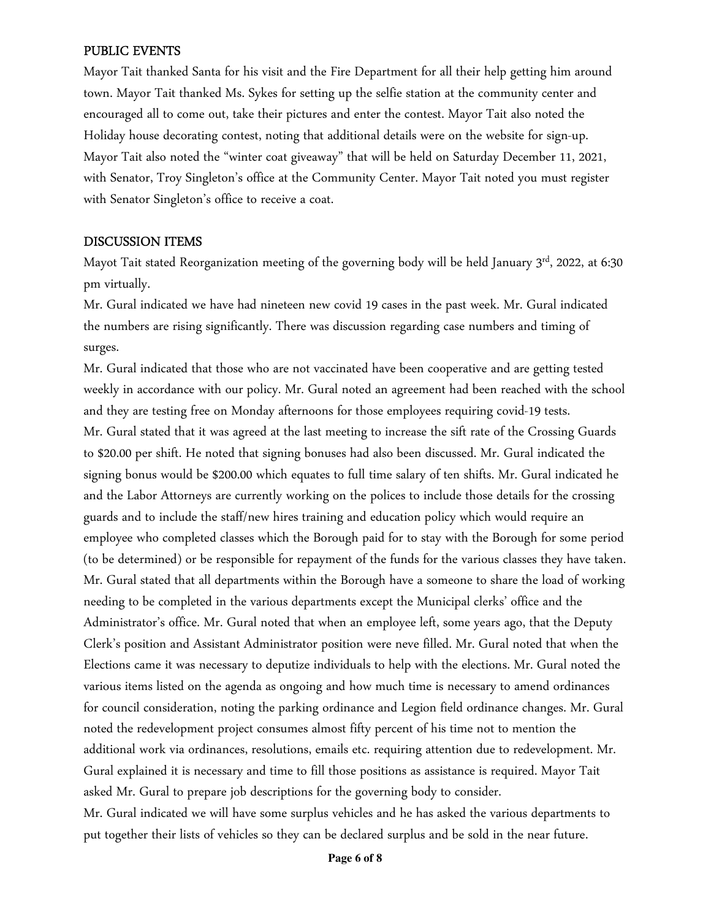## PUBLIC EVENTS

Mayor Tait thanked Santa for his visit and the Fire Department for all their help getting him around town. Mayor Tait thanked Ms. Sykes for setting up the selfie station at the community center and encouraged all to come out, take their pictures and enter the contest. Mayor Tait also noted the Holiday house decorating contest, noting that additional details were on the website for sign-up. Mayor Tait also noted the "winter coat giveaway" that will be held on Saturday December 11, 2021, with Senator, Troy Singleton's office at the Community Center. Mayor Tait noted you must register with Senator Singleton's office to receive a coat.

## DISCUSSION ITEMS

Mayot Tait stated Reorganization meeting of the governing body will be held January 3rd, 2022, at 6:30 pm virtually.

Mr. Gural indicated we have had nineteen new covid 19 cases in the past week. Mr. Gural indicated the numbers are rising significantly. There was discussion regarding case numbers and timing of surges.

Mr. Gural indicated that those who are not vaccinated have been cooperative and are getting tested weekly in accordance with our policy. Mr. Gural noted an agreement had been reached with the school and they are testing free on Monday afternoons for those employees requiring covid-19 tests.

Mr. Gural stated that it was agreed at the last meeting to increase the sift rate of the Crossing Guards to $20.00 per shift. He noted that signing bonuses had also been discussed. Mr. Gural indicated the signing bonus would be $200.00 which equates to full time salary of ten shifts. Mr. Gural indicated he and the Labor Attorneys are currently working on the polices to include those details for the crossing guards and to include the staff/new hires training and education policy which would require an employee who completed classes which the Borough paid for to stay with the Borough for some period (to be determined) or be responsible for repayment of the funds for the various classes they have taken.

Mr. Gural stated that all departments within the Borough have a someone to share the load of working needing to be completed in the various departments except the Municipal clerks' office and the Administrator's office. Mr. Gural noted that when an employee left, some years ago, that the Deputy Clerk's position and Assistant Administrator position were neve filled. Mr. Gural noted that when the Elections came it was necessary to deputize individuals to help with the elections. Mr. Gural noted the various items listed on the agenda as ongoing and how much time is necessary to amend ordinances for council consideration, noting the parking ordinance and Legion field ordinance changes. Mr. Gural noted the redevelopment project consumes almost fifty percent of his time not to mention the additional work via ordinances, resolutions, emails etc. requiring attention due to redevelopment. Mr. Gural explained it is necessary and time to fill those positions as assistance is required. Mayor Tait asked Mr. Gural to prepare job descriptions for the governing body to consider.

Mr. Gural indicated we will have some surplus vehicles and he has asked the various departments to put together their lists of vehicles so they can be declared surplus and be sold in the near future.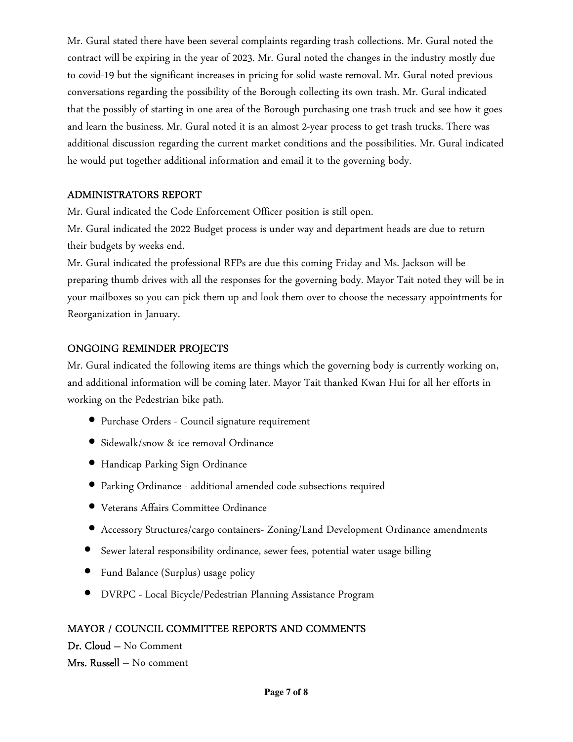Mr. Gural stated there have been several complaints regarding trash collections. Mr. Gural noted the contract will be expiring in the year of 2023. Mr. Gural noted the changes in the industry mostly due to covid-19 but the significant increases in pricing for solid waste removal. Mr. Gural noted previous conversations regarding the possibility of the Borough collecting its own trash. Mr. Gural indicated that the possibly of starting in one area of the Borough purchasing one trash truck and see how it goes and learn the business. Mr. Gural noted it is an almost 2-year process to get trash trucks. There was additional discussion regarding the current market conditions and the possibilities. Mr. Gural indicated he would put together additional information and email it to the governing body.

## ADMINISTRATORS REPORT

Mr. Gural indicated the Code Enforcement Officer position is still open.

Mr. Gural indicated the 2022 Budget process is under way and department heads are due to return their budgets by weeks end.

Mr. Gural indicated the professional RFPs are due this coming Friday and Ms. Jackson will be preparing thumb drives with all the responses for the governing body. Mayor Tait noted they will be in your mailboxes so you can pick them up and look them over to choose the necessary appointments for Reorganization in January.

## ONGOING REMINDER PROJECTS

Mr. Gural indicated the following items are things which the governing body is currently working on, and additional information will be coming later. Mayor Tait thanked Kwan Hui for all her efforts in working on the Pedestrian bike path.

- Purchase Orders - Council signature requirement
- Sidewalk/snow & ice removal Ordinance
- Handicap Parking Sign Ordinance
- Parking Ordinance - additional amended code subsections required
- Veterans Affairs Committee Ordinance
- Accessory Structures/cargo containers- Zoning/Land Development Ordinance amendments
- Sewer lateral responsibility ordinance, sewer fees, potential water usage billing
- Fund Balance (Surplus) usage policy
- DVRPC - Local Bicycle/Pedestrian Planning Assistance Program

## MAYOR / COUNCIL COMMITTEE REPORTS AND COMMENTS

**Dr. Cloud** – No Comment

**Mrs. Russell** – No comment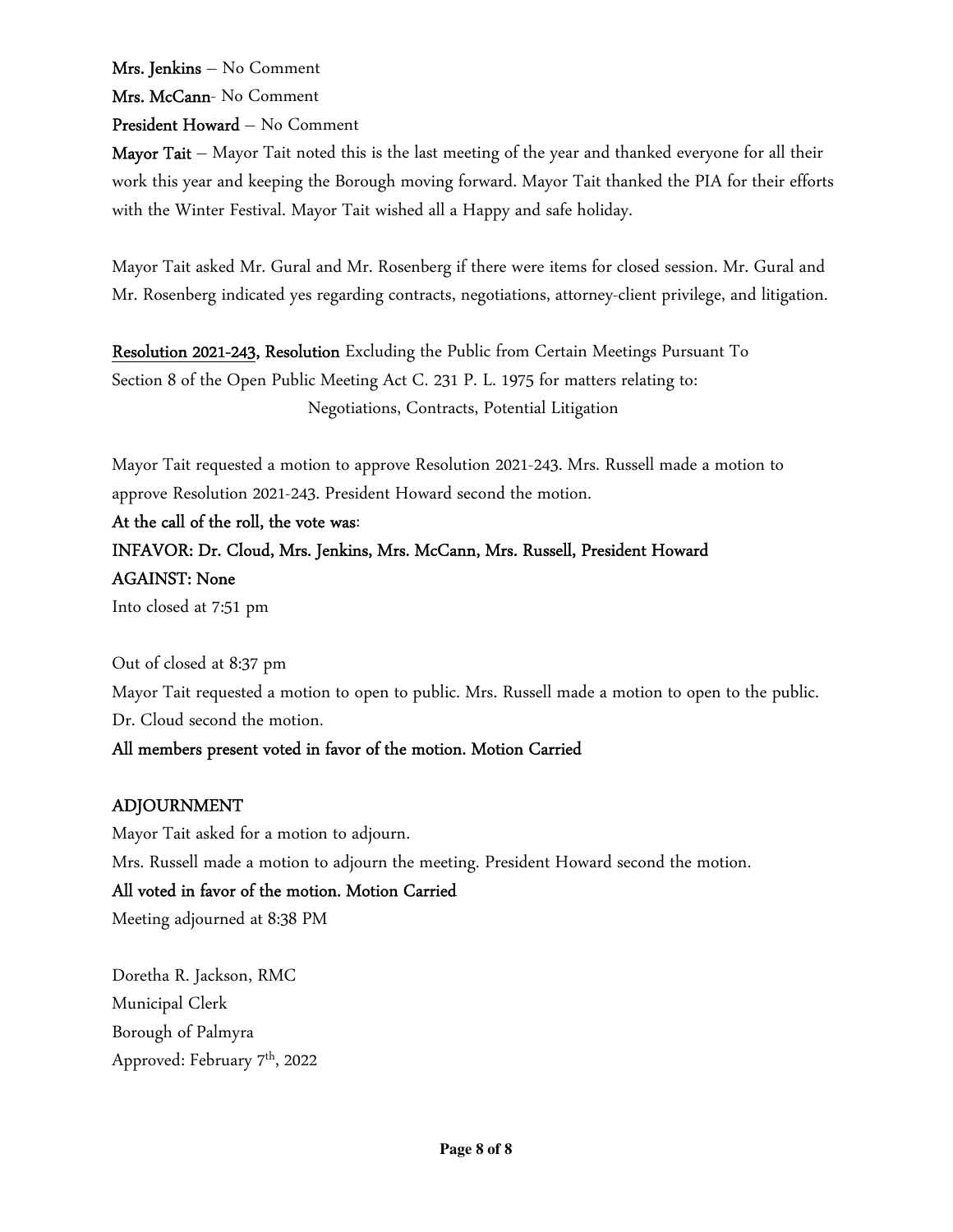**Mrs. Jenkins** – No Comment

**Mrs. McCann**- No Comment

**President Howard** – No Comment

**Mayor Tait** – Mayor Tait noted this is the last meeting of the year and thanked everyone for all their work this year and keeping the Borough moving forward. Mayor Tait thanked the PIA for their efforts with the Winter Festival. Mayor Tait wished all a Happy and safe holiday.

Mayor Tait asked Mr. Gural and Mr. Rosenberg if there were items for closed session. Mr. Gural and Mr. Rosenberg indicated yes regarding contracts, negotiations, attorney-client privilege, and litigation.

**Resolution 2021-243, Resolution** Excluding the Public from Certain Meetings Pursuant To Section 8 of the Open Public Meeting Act C. 231 P. L. 1975 for matters relating to:
Negotiations, Contracts, Potential Litigation

Mayor Tait requested a motion to approve Resolution 2021-243. Mrs. Russell made a motion to approve Resolution 2021-243. President Howard second the motion.

**At the call of the roll, the vote was:**

**INFAVOR: Dr. Cloud, Mrs. Jenkins, Mrs. McCann, Mrs. Russell, President Howard**

**AGAINST: None**

Into closed at 7:51 pm

Out of closed at 8:37 pm

Mayor Tait requested a motion to open to public. Mrs. Russell made a motion to open to the public. Dr. Cloud second the motion.

**All members present voted in favor of the motion. Motion Carried**

**ADJOURNMENT**

Mayor Tait asked for a motion to adjourn.

Mrs. Russell made a motion to adjourn the meeting. President Howard second the motion.

**All voted in favor of the motion. Motion Carried**

Meeting adjourned at 8:38 PM

Doretha R. Jackson, RMC
Municipal Clerk
Borough of Palmyra
Approved: February 7th, 2022